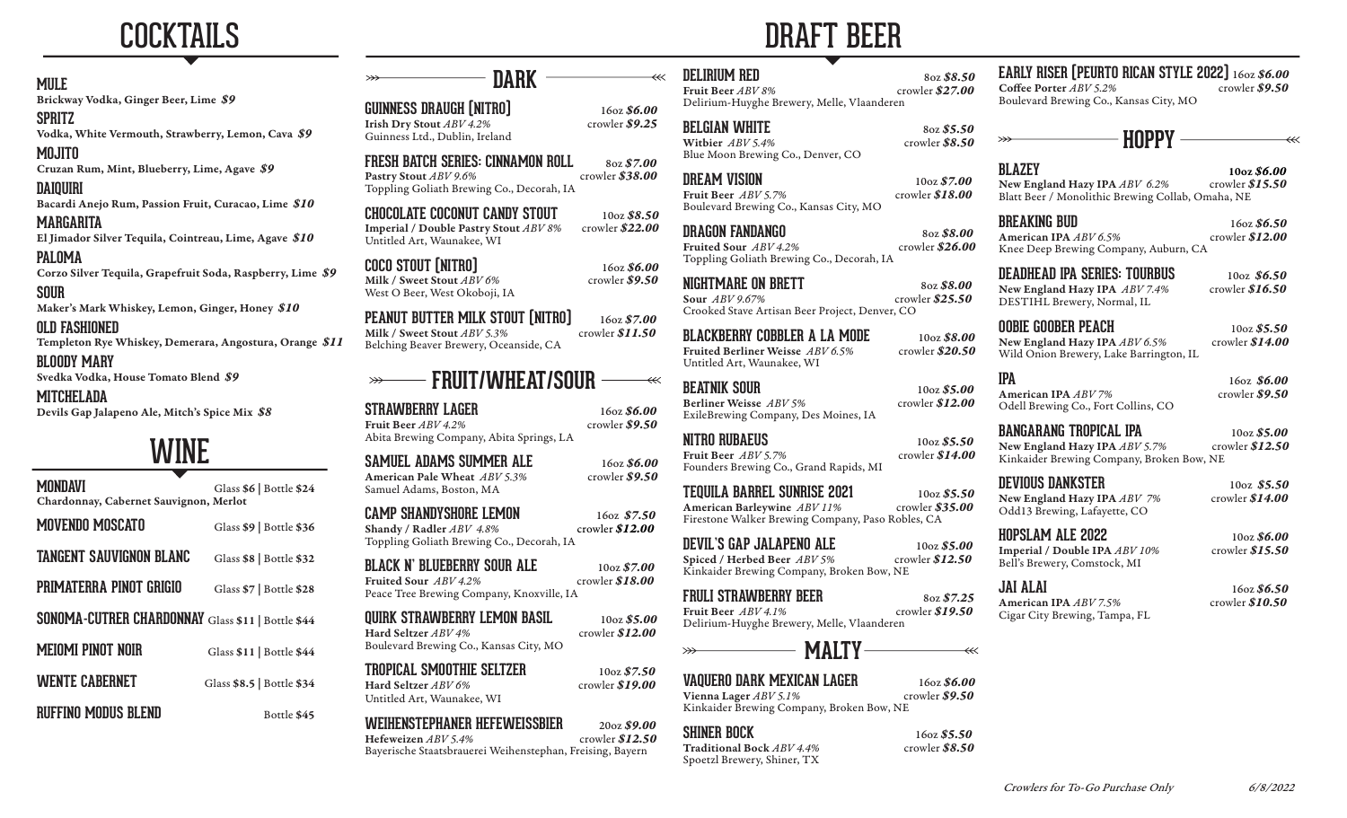# COCKTAILS

**MULE**
**Brickway Vodka, Ginger Beer, Lime** ***$9***

**SPRITZ**
**Vodka, White Vermouth, Strawberry, Lemon, Cava** ***$9***

**MOJITO**
**Cruzan Rum, Mint, Blueberry, Lime, Agave** ***$9***

**DAIQUIRI**
**Bacardi Anejo Rum, Passion Fruit, Curacao, Lime** ***$10***

**MARGARITA**
**El Jimador Silver Tequila, Cointreau, Lime, Agave** ***$10***

**PALOMA**
**Corzo Silver Tequila, Grapefruit Soda, Raspberry, Lime** ***$9***

**SOUR**
**Maker's Mark Whiskey, Lemon, Ginger, Honey** ***$10***

**OLD FASHIONED**
**Templeton Rye Whiskey, Demerara, Angostura, Orange** ***$11***

**BLOODY MARY**
**Svedka Vodka, House Tomato Blend** ***$9***

**MITCHELADA**
**Devils Gap Jalapeno Ale, Mitch's Spice Mix** ***$8***

# WINE

**MONDAVI** — Glass **$6** | Bottle **$24**
**Chardonnay, Cabernet Sauvignon, Merlot**

**MOVENDO MOSCATO** — Glass **$9** | Bottle **$36**

**TANGENT SAUVIGNON BLANC** — Glass **$8** | Bottle **$32**

**PRIMATERRA PINOT GRIGIO** — Glass **$7** | Bottle **$28**

**SONOMA-CUTRER CHARDONNAY** — Glass **$11** | Bottle **$44**

**MEIOMI PINOT NOIR** — Glass **$11** | Bottle **$44**

**WENTE CABERNET** — Glass **$8.5** | Bottle **$34**

**RUFFINO MODUS BLEND** — Bottle **$45**

# DRAFT BEER

## DARK

**GUINNESS DRAUGH (NITRO)** — 16oz ***$6.00*** / crowler ***$9.25***
**Irish Dry Stout** *ABV 4.2%*
Guinness Ltd., Dublin, Ireland

**FRESH BATCH SERIES: CINNAMON ROLL** — 8oz ***$7.00*** / crowler ***$38.00***
**Pastry Stout** *ABV 9.6%*
Toppling Goliath Brewing Co., Decorah, IA

**CHOCOLATE COCONUT CANDY STOUT** — 10oz ***$8.50*** / crowler ***$22.00***
**Imperial / Double Pastry Stout** *ABV 8%*
Untitled Art, Waunakee, WI

**COCO STOUT (NITRO)** — 16oz ***$6.00*** / crowler ***$9.50***
**Milk / Sweet Stout** *ABV 6%*
West O Beer, West Okoboji, IA

**PEANUT BUTTER MILK STOUT (NITRO)** — 16oz ***$7.00*** / crowler ***$11.50***
**Milk / Sweet Stout** *ABV 5.3%*
Belching Beaver Brewery, Oceanside, CA

## FRUIT/WHEAT/SOUR

**STRAWBERRY LAGER** — 16oz ***$6.00*** / crowler ***$9.50***
**Fruit Beer** *ABV 4.2%*
Abita Brewing Company, Abita Springs, LA

**SAMUEL ADAMS SUMMER ALE** — 16oz ***$6.00*** / crowler ***$9.50***
**American Pale Wheat** *ABV 5.3%*
Samuel Adams, Boston, MA

**CAMP SHANDYSHORE LEMON** — 16oz ***$7.50*** / crowler ***$12.00***
**Shandy / Radler** *ABV 4.8%*
Toppling Goliath Brewing Co., Decorah, IA

**BLACK N' BLUEBERRY SOUR ALE** — 10oz ***$7.00*** / crowler ***$18.00***
**Fruited Sour** *ABV 4.2%*
Peace Tree Brewing Company, Knoxville, IA

**QUIRK STRAWBERRY LEMON BASIL** — 10oz ***$5.00*** / crowler ***$12.00***
**Hard Seltzer** *ABV 4%*
Boulevard Brewing Co., Kansas City, MO

**TROPICAL SMOOTHIE SELTZER** — 10oz ***$7.50*** / crowler ***$19.00***
**Hard Seltzer** *ABV 6%*
Untitled Art, Waunakee, WI

**WEIHENSTEPHANER HEFEWEISSBIER** — 20oz ***$9.00*** / crowler ***$12.50***
**Hefeweizen** *ABV 5.4%*
Bayerische Staatsbrauerei Weihenstephan, Freising, Bayern

**DELIRIUM RED** — 8oz ***$8.50*** / crowler ***$27.00***
**Fruit Beer** *ABV 8%*
Delirium-Huyghe Brewery, Melle, Vlaanderen

**BELGIAN WHITE** — 8oz ***$5.50*** / crowler ***$8.50***
**Witbier** *ABV 5.4%*
Blue Moon Brewing Co., Denver, CO

**DREAM VISION** — 10oz ***$7.00*** / crowler ***$18.00***
**Fruit Beer** *ABV 5.7%*
Boulevard Brewing Co., Kansas City, MO

**DRAGON FANDANGO** — 8oz ***$8.00*** / crowler ***$26.00***
**Fruited Sour** *ABV 4.2%*
Toppling Goliath Brewing Co., Decorah, IA

**NIGHTMARE ON BRETT** — 8oz ***$8.00*** / crowler ***$25.50***
**Sour** *ABV 9.67%*
Crooked Stave Artisan Beer Project, Denver, CO

**BLACKBERRY COBBLER A LA MODE** — 10oz ***$8.00*** / crowler ***$20.50***
**Fruited Berliner Weisse** *ABV 6.5%*
Untitled Art, Waunakee, WI

**BEATNIK SOUR** — 10oz ***$5.00*** / crowler ***$12.00***
**Berliner Weisse** *ABV 5%*
ExileBrewing Company, Des Moines, IA

**NITRO RUBAEUS** — 10oz ***$5.50*** / crowler ***$14.00***
**Fruit Beer** *ABV 5.7%*
Founders Brewing Co., Grand Rapids, MI

**TEQUILA BARREL SUNRISE 2021** — 10oz ***$5.50*** / crowler ***$35.00***
**American Barleywine** *ABV 11%*
Firestone Walker Brewing Company, Paso Robles, CA

**DEVIL'S GAP JALAPENO ALE** — 10oz ***$5.00*** / crowler ***$12.50***
**Spiced / Herbed Beer** *ABV 5%*
Kinkaider Brewing Company, Broken Bow, NE

**FRULI STRAWBERRY BEER** — 8oz ***$7.25*** / crowler ***$19.50***
**Fruit Beer** *ABV 4.1%*
Delirium-Huyghe Brewery, Melle, Vlaanderen

## MALTY

**VAQUERO DARK MEXICAN LAGER** — 16oz ***$6.00*** / crowler ***$9.50***
**Vienna Lager** *ABV 5.1%*
Kinkaider Brewing Company, Broken Bow, NE

**SHINER BOCK** — 16oz ***$5.50*** / crowler ***$8.50***
**Traditional Bock** *ABV 4.4%*
Spoetzl Brewery, Shiner, TX

**EARLY RISER (PEURTO RICAN STYLE 2022)** — 16oz ***$6.00*** / crowler ***$9.50***
**Coffee Porter** *ABV 5.2%*
Boulevard Brewing Co., Kansas City, MO

## HOPPY

**BLAZEY** — 10oz ***$6.00*** / crowler ***$15.50***
**New England Hazy IPA** *ABV 6.2%*
Blatt Beer / Monolithic Brewing Collab, Omaha, NE

**BREAKING BUD** — 16oz ***$6.50*** / crowler ***$12.00***
**American IPA** *ABV 6.5%*
Knee Deep Brewing Company, Auburn, CA

**DEADHEAD IPA SERIES: TOURBUS** — 10oz ***$6.50*** / crowler ***$16.50***
**New England Hazy IPA** *ABV 7.4%*
DESTIHL Brewery, Normal, IL

**OOBIE GOOBER PEACH** — 10oz ***$5.50*** / crowler ***$14.00***
**New England Hazy IPA** *ABV 6.5%*
Wild Onion Brewery, Lake Barrington, IL

**IPA** — 16oz ***$6.00*** / crowler ***$9.50***
**American IPA** *ABV 7%*
Odell Brewing Co., Fort Collins, CO

**BANGARANG TROPICAL IPA** — 10oz ***$5.00*** / crowler ***$12.50***
**New England Hazy IPA** *ABV 5.7%*
Kinkaider Brewing Company, Broken Bow, NE

**DEVIOUS DANKSTER** — 10oz ***$5.50*** / crowler ***$14.00***
**New England Hazy IPA** *ABV 7%*
Odd13 Brewing, Lafayette, CO

**HOPSLAM ALE 2022** — 10oz ***$6.00*** / crowler ***$15.50***
**Imperial / Double IPA** *ABV 10%*
Bell's Brewery, Comstock, MI

**JAI ALAI** — 16oz ***$6.50*** / crowler ***$10.50***
**American IPA** *ABV 7.5%*
Cigar City Brewing, Tampa, FL

*Crowlers for To-Go Purchase Only*

*6/8/2022*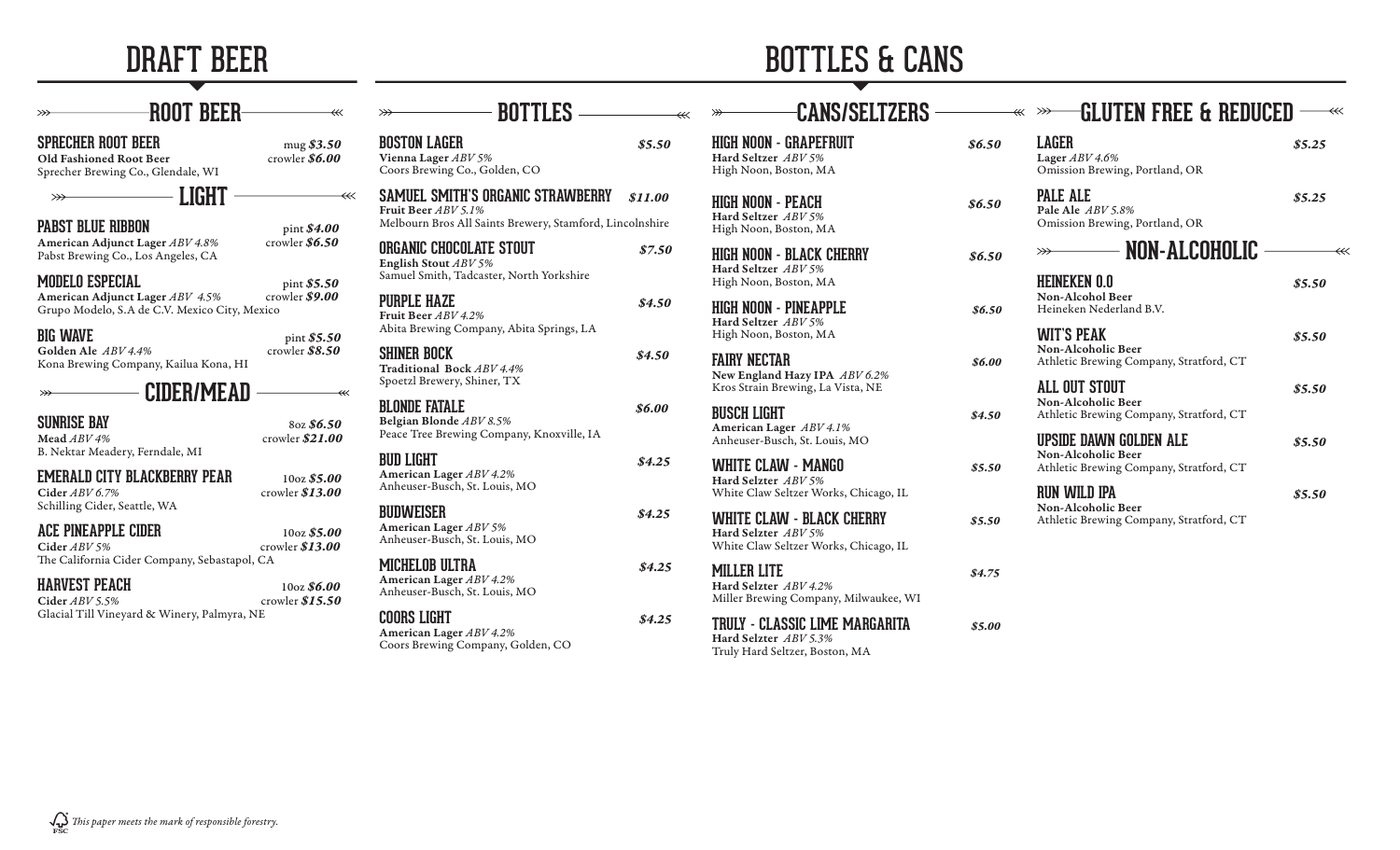# DRAFT BEER

## ROOT BEER

**SPRECHER ROOT BEER** — mug ***$3.50*** / crowler ***$6.00***
**Old Fashioned Root Beer**
Sprecher Brewing Co., Glendale, WI

## LIGHT

**PABST BLUE RIBBON** — pint ***$4.00*** / crowler ***$6.50***
**American Adjunct Lager** *ABV 4.8%*
Pabst Brewing Co., Los Angeles, CA

**MODELO ESPECIAL** — pint ***$5.50*** / crowler ***$9.00***
**American Adjunct Lager** *ABV 4.5%*
Grupo Modelo, S.A de C.V. Mexico City, Mexico

**BIG WAVE** — pint ***$5.50*** / crowler ***$8.50***
**Golden Ale** *ABV 4.4%*
Kona Brewing Company, Kailua Kona, HI

## CIDER/MEAD

**SUNRISE BAY** — 8oz ***$6.50*** / crowler ***$21.00***
**Mead** *ABV 4%*
B. Nektar Meadery, Ferndale, MI

**EMERALD CITY BLACKBERRY PEAR** — 10oz ***$5.00*** / crowler ***$13.00***
**Cider** *ABV 6.7%*
Schilling Cider, Seattle, WA

**ACE PINEAPPLE CIDER** — 10oz ***$5.00*** / crowler ***$13.00***
**Cider** *ABV 5%*
The California Cider Company, Sebastapol, CA

**HARVEST PEACH** — 10oz ***$6.00*** / crowler ***$15.50***
**Cider** *ABV 5.5%*
Glacial Till Vineyard & Winery, Palmyra, NE

# BOTTLES & CANS

## BOTTLES

**BOSTON LAGER** — ***$5.50***
**Vienna Lager** *ABV 5%*
Coors Brewing Co., Golden, CO

**SAMUEL SMITH'S ORGANIC STRAWBERRY** — ***$11.00***
**Fruit Beer** *ABV 5.1%*
Melbourn Bros All Saints Brewery, Stamford, Lincolnshire

**ORGANIC CHOCOLATE STOUT** — ***$7.50***
**English Stout** *ABV 5%*
Samuel Smith, Tadcaster, North Yorkshire

**PURPLE HAZE** — ***$4.50***
**Fruit Beer** *ABV 4.2%*
Abita Brewing Company, Abita Springs, LA

**SHINER BOCK** — ***$4.50***
**Traditional Bock** *ABV 4.4%*
Spoetzl Brewery, Shiner, TX

**BLONDE FATALE** — ***$6.00***
**Belgian Blonde** *ABV 8.5%*
Peace Tree Brewing Company, Knoxville, IA

**BUD LIGHT** — ***$4.25***
**American Lager** *ABV 4.2%*
Anheuser-Busch, St. Louis, MO

**BUDWEISER** — ***$4.25***
**American Lager** *ABV 5%*
Anheuser-Busch, St. Louis, MO

**MICHELOB ULTRA** — ***$4.25***
**American Lager** *ABV 4.2%*
Anheuser-Busch, St. Louis, MO

**COORS LIGHT** — ***$4.25***
**American Lager** *ABV 4.2%*
Coors Brewing Company, Golden, CO

## CANS/SELTZERS

**HIGH NOON - GRAPEFRUIT** — ***$6.50***
**Hard Seltzer** *ABV 5%*
High Noon, Boston, MA

**HIGH NOON - PEACH** — ***$6.50***
**Hard Seltzer** *ABV 5%*
High Noon, Boston, MA

**HIGH NOON - BLACK CHERRY** — ***$6.50***
**Hard Seltzer** *ABV 5%*
High Noon, Boston, MA

**HIGH NOON - PINEAPPLE** — ***$6.50***
**Hard Seltzer** *ABV 5%*
High Noon, Boston, MA

**FAIRY NECTAR** — ***$6.00***
**New England Hazy IPA** *ABV 6.2%*
Kros Strain Brewing, La Vista, NE

**BUSCH LIGHT** — ***$4.50***
**American Lager** *ABV 4.1%*
Anheuser-Busch, St. Louis, MO

**WHITE CLAW - MANGO** — ***$5.50***
**Hard Seltzer** *ABV 5%*
White Claw Seltzer Works, Chicago, IL

**WHITE CLAW - BLACK CHERRY** — ***$5.50***
**Hard Seltzer** *ABV 5%*
White Claw Seltzer Works, Chicago, IL

**MILLER LITE** — ***$4.75***
**Hard Seltzer** *ABV 4.2%*
Miller Brewing Company, Milwaukee, WI

**TRULY - CLASSIC LIME MARGARITA** — ***$5.00***
**Hard Selzter** *ABV 5.3%*
Truly Hard Seltzer, Boston, MA

## GLUTEN FREE & REDUCED

**LAGER** — ***$5.25***
**Lager** *ABV 4.6%*
Omission Brewing, Portland, OR

**PALE ALE** — ***$5.25***
**Pale Ale** *ABV 5.8%*
Omission Brewing, Portland, OR

## NON-ALCOHOLIC

**HEINEKEN 0.0** — ***$5.50***
**Non-Alcohol Beer**
Heineken Nederland B.V.

**WIT'S PEAK** — ***$5.50***
**Non-Alcoholic Beer**
Athletic Brewing Company, Stratford, CT

**ALL OUT STOUT** — ***$5.50***
**Non-Alcoholic Beer**
Athletic Brewing Company, Stratford, CT

**UPSIDE DAWN GOLDEN ALE** — ***$5.50***
**Non-Alcoholic Beer**
Athletic Brewing Company, Stratford, CT

**RUN WILD IPA** — ***$5.50***
**Non-Alcoholic Beer**
Athletic Brewing Company, Stratford, CT

*This paper meets the mark of responsible forestry.*